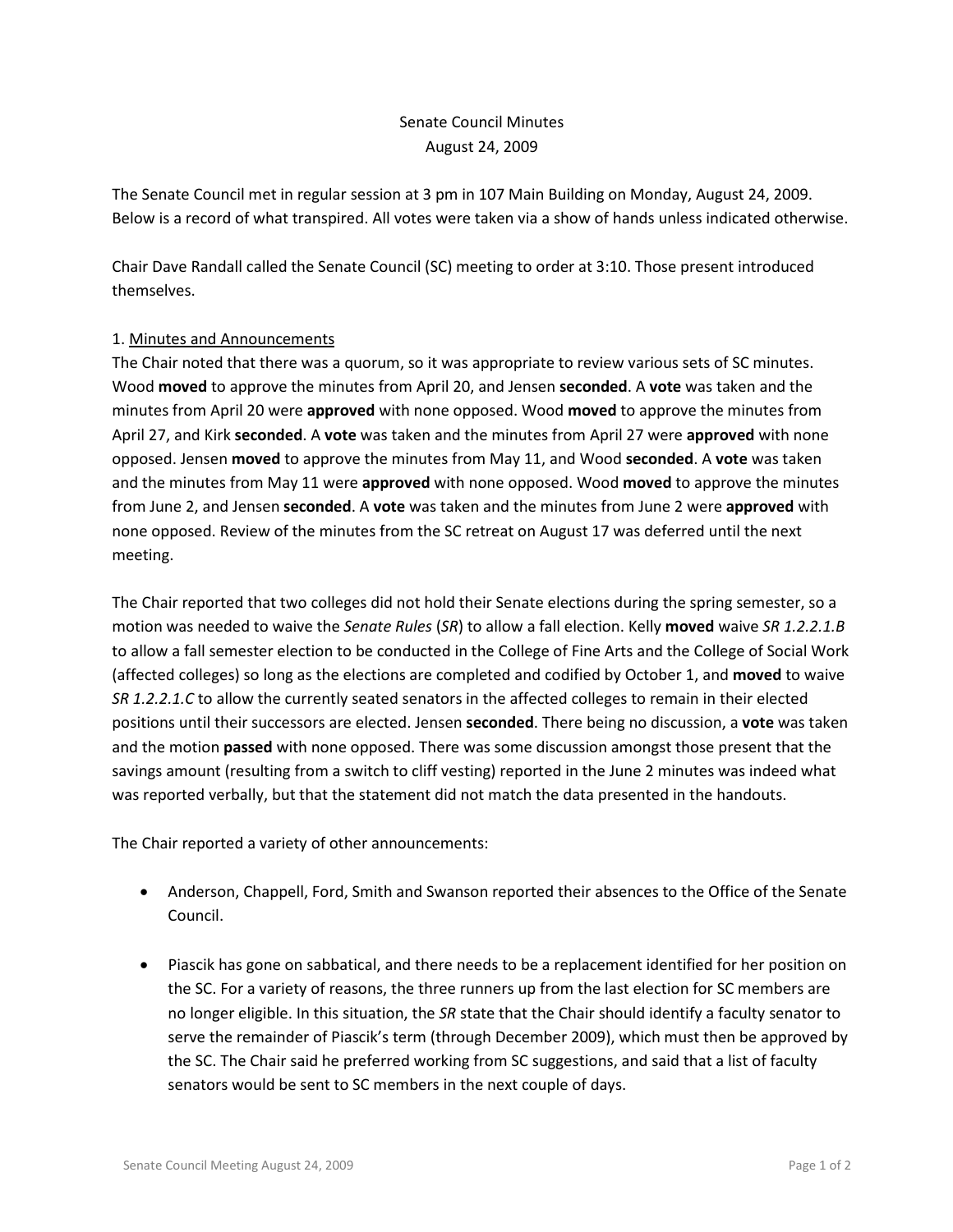# Senate Council Minutes
## August 24, 2009

The Senate Council met in regular session at 3 pm in 107 Main Building on Monday, August 24, 2009. Below is a record of what transpired. All votes were taken via a show of hands unless indicated otherwise.

Chair Dave Randall called the Senate Council (SC) meeting to order at 3:10. Those present introduced themselves.

1. Minutes and Announcements

The Chair noted that there was a quorum, so it was appropriate to review various sets of SC minutes. Wood **moved** to approve the minutes from April 20, and Jensen **seconded**. A **vote** was taken and the minutes from April 20 were **approved** with none opposed. Wood **moved** to approve the minutes from April 27, and Kirk **seconded**. A **vote** was taken and the minutes from April 27 were **approved** with none opposed. Jensen **moved** to approve the minutes from May 11, and Wood **seconded**. A **vote** was taken and the minutes from May 11 were **approved** with none opposed. Wood **moved** to approve the minutes from June 2, and Jensen **seconded**. A **vote** was taken and the minutes from June 2 were **approved** with none opposed. Review of the minutes from the SC retreat on August 17 was deferred until the next meeting.

The Chair reported that two colleges did not hold their Senate elections during the spring semester, so a motion was needed to waive the *Senate Rules* (*SR*) to allow a fall election. Kelly **moved** waive *SR 1.2.2.1.B* to allow a fall semester election to be conducted in the College of Fine Arts and the College of Social Work (affected colleges) so long as the elections are completed and codified by October 1, and **moved** to waive *SR 1.2.2.1.C* to allow the currently seated senators in the affected colleges to remain in their elected positions until their successors are elected. Jensen **seconded**. There being no discussion, a **vote** was taken and the motion **passed** with none opposed. There was some discussion amongst those present that the savings amount (resulting from a switch to cliff vesting) reported in the June 2 minutes was indeed what was reported verbally, but that the statement did not match the data presented in the handouts.

The Chair reported a variety of other announcements:

- Anderson, Chappell, Ford, Smith and Swanson reported their absences to the Office of the Senate Council.

- Piascik has gone on sabbatical, and there needs to be a replacement identified for her position on the SC. For a variety of reasons, the three runners up from the last election for SC members are no longer eligible. In this situation, the *SR* state that the Chair should identify a faculty senator to serve the remainder of Piascik's term (through December 2009), which must then be approved by the SC. The Chair said he preferred working from SC suggestions, and said that a list of faculty senators would be sent to SC members in the next couple of days.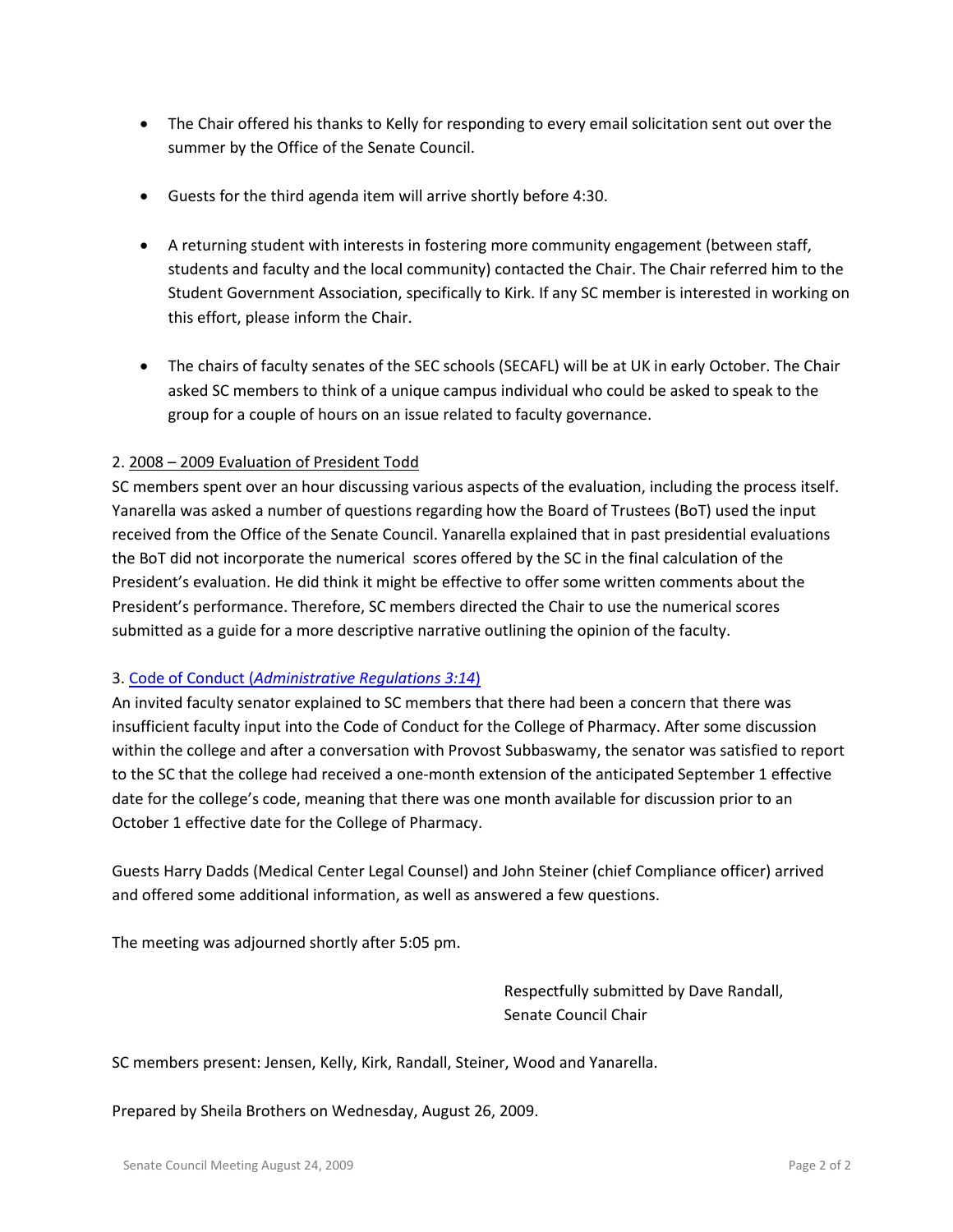- The Chair offered his thanks to Kelly for responding to every email solicitation sent out over the summer by the Office of the Senate Council.

- Guests for the third agenda item will arrive shortly before 4:30.

- A returning student with interests in fostering more community engagement (between staff, students and faculty and the local community) contacted the Chair. The Chair referred him to the Student Government Association, specifically to Kirk. If any SC member is interested in working on this effort, please inform the Chair.

- The chairs of faculty senates of the SEC schools (SECAFL) will be at UK in early October. The Chair asked SC members to think of a unique campus individual who could be asked to speak to the group for a couple of hours on an issue related to faculty governance.

2. 2008 – 2009 Evaluation of President Todd

SC members spent over an hour discussing various aspects of the evaluation, including the process itself. Yanarella was asked a number of questions regarding how the Board of Trustees (BoT) used the input received from the Office of the Senate Council. Yanarella explained that in past presidential evaluations the BoT did not incorporate the numerical scores offered by the SC in the final calculation of the President's evaluation. He did think it might be effective to offer some written comments about the President's performance. Therefore, SC members directed the Chair to use the numerical scores submitted as a guide for a more descriptive narrative outlining the opinion of the faculty.

3. Code of Conduct (*Administrative Regulations 3:14*)

An invited faculty senator explained to SC members that there had been a concern that there was insufficient faculty input into the Code of Conduct for the College of Pharmacy. After some discussion within the college and after a conversation with Provost Subbaswamy, the senator was satisfied to report to the SC that the college had received a one-month extension of the anticipated September 1 effective date for the college's code, meaning that there was one month available for discussion prior to an October 1 effective date for the College of Pharmacy.

Guests Harry Dadds (Medical Center Legal Counsel) and John Steiner (chief Compliance officer) arrived and offered some additional information, as well as answered a few questions.

The meeting was adjourned shortly after 5:05 pm.

Respectfully submitted by Dave Randall,
Senate Council Chair

SC members present: Jensen, Kelly, Kirk, Randall, Steiner, Wood and Yanarella.

Prepared by Sheila Brothers on Wednesday, August 26, 2009.